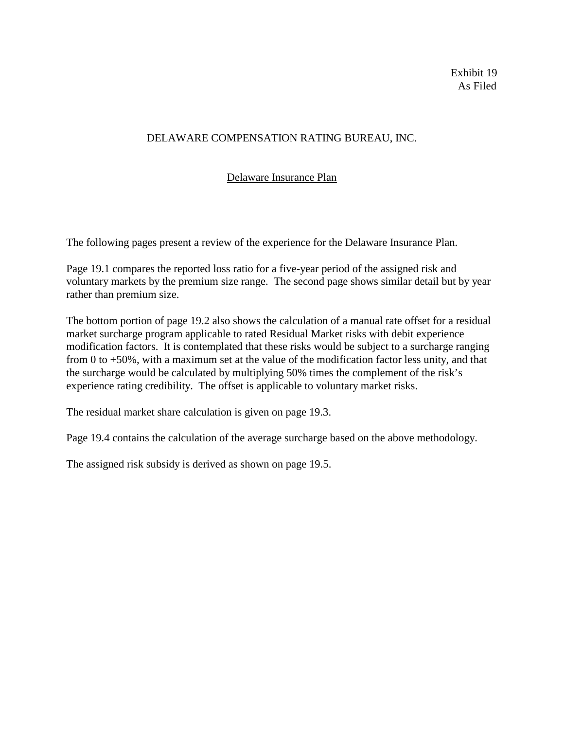Exhibit 19
As Filed

# DELAWARE COMPENSATION RATING BUREAU, INC.

## Delaware Insurance Plan

The following pages present a review of the experience for the Delaware Insurance Plan.

Page 19.1 compares the reported loss ratio for a five-year period of the assigned risk and voluntary markets by the premium size range. The second page shows similar detail but by year rather than premium size.

The bottom portion of page 19.2 also shows the calculation of a manual rate offset for a residual market surcharge program applicable to rated Residual Market risks with debit experience modification factors. It is contemplated that these risks would be subject to a surcharge ranging from 0 to +50%, with a maximum set at the value of the modification factor less unity, and that the surcharge would be calculated by multiplying 50% times the complement of the risk's experience rating credibility. The offset is applicable to voluntary market risks.

The residual market share calculation is given on page 19.3.

Page 19.4 contains the calculation of the average surcharge based on the above methodology.

The assigned risk subsidy is derived as shown on page 19.5.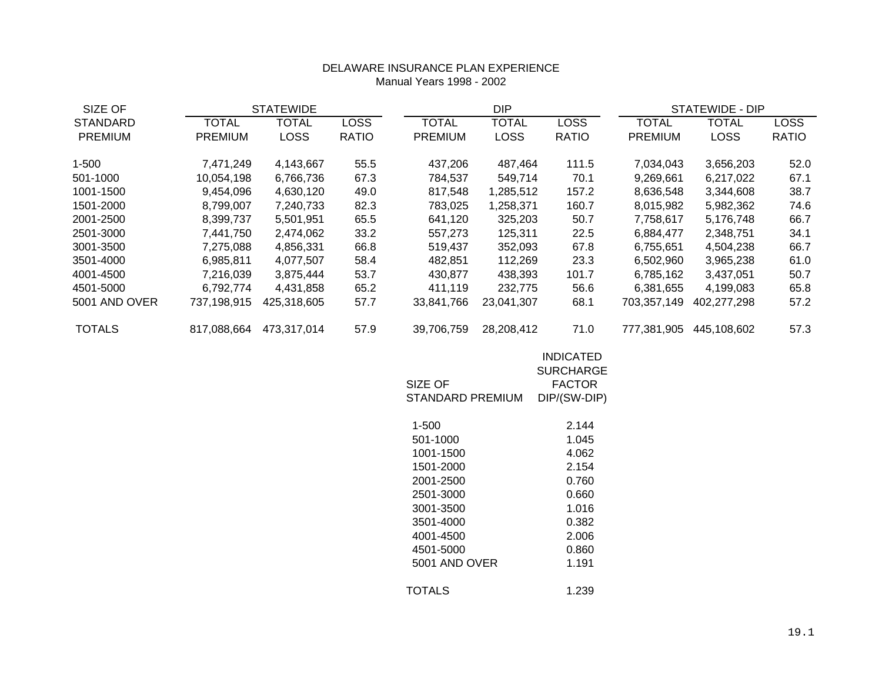# DELAWARE INSURANCE PLAN EXPERIENCE

Manual Years 1998 - 2002

| SIZE OF STANDARD PREMIUM | STATEWIDE | | | DIP | | | STATEWIDE - DIP | | |
|---|---|---|---|---|---|---|---|---|---|
| | TOTAL PREMIUM | TOTAL LOSS | LOSS RATIO | TOTAL PREMIUM | TOTAL LOSS | LOSS RATIO | TOTAL PREMIUM | TOTAL LOSS | LOSS RATIO |
| 1-500 | 7,471,249 | 4,143,667 | 55.5 | 437,206 | 487,464 | 111.5 | 7,034,043 | 3,656,203 | 52.0 |
| 501-1000 | 10,054,198 | 6,766,736 | 67.3 | 784,537 | 549,714 | 70.1 | 9,269,661 | 6,217,022 | 67.1 |
| 1001-1500 | 9,454,096 | 4,630,120 | 49.0 | 817,548 | 1,285,512 | 157.2 | 8,636,548 | 3,344,608 | 38.7 |
| 1501-2000 | 8,799,007 | 7,240,733 | 82.3 | 783,025 | 1,258,371 | 160.7 | 8,015,982 | 5,982,362 | 74.6 |
| 2001-2500 | 8,399,737 | 5,501,951 | 65.5 | 641,120 | 325,203 | 50.7 | 7,758,617 | 5,176,748 | 66.7 |
| 2501-3000 | 7,441,750 | 2,474,062 | 33.2 | 557,273 | 125,311 | 22.5 | 6,884,477 | 2,348,751 | 34.1 |
| 3001-3500 | 7,275,088 | 4,856,331 | 66.8 | 519,437 | 352,093 | 67.8 | 6,755,651 | 4,504,238 | 66.7 |
| 3501-4000 | 6,985,811 | 4,077,507 | 58.4 | 482,851 | 112,269 | 23.3 | 6,502,960 | 3,965,238 | 61.0 |
| 4001-4500 | 7,216,039 | 3,875,444 | 53.7 | 430,877 | 438,393 | 101.7 | 6,785,162 | 3,437,051 | 50.7 |
| 4501-5000 | 6,792,774 | 4,431,858 | 65.2 | 411,119 | 232,775 | 56.6 | 6,381,655 | 4,199,083 | 65.8 |
| 5001 AND OVER | 737,198,915 | 425,318,605 | 57.7 | 33,841,766 | 23,041,307 | 68.1 | 703,357,149 | 402,277,298 | 57.2 |
| TOTALS | 817,088,664 | 473,317,014 | 57.9 | 39,706,759 | 28,208,412 | 71.0 | 777,381,905 | 445,108,602 | 57.3 |

| SIZE OF STANDARD PREMIUM | INDICATED SURCHARGE FACTOR DIP/(SW-DIP) |
|---|---|
| 1-500 | 2.144 |
| 501-1000 | 1.045 |
| 1001-1500 | 4.062 |
| 1501-2000 | 2.154 |
| 2001-2500 | 0.760 |
| 2501-3000 | 0.660 |
| 3001-3500 | 1.016 |
| 3501-4000 | 0.382 |
| 4001-4500 | 2.006 |
| 4501-5000 | 0.860 |
| 5001 AND OVER | 1.191 |
| TOTALS | 1.239 |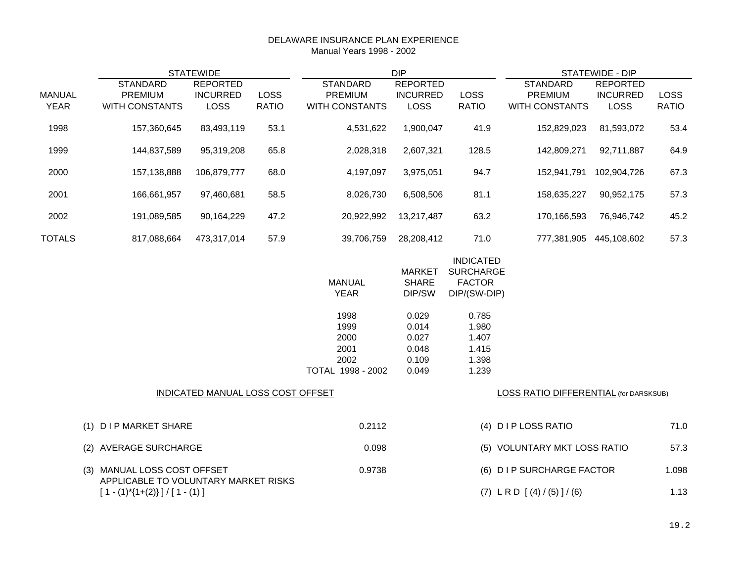# DELAWARE INSURANCE PLAN EXPERIENCE

Manual Years 1998 - 2002

| | STATEWIDE | | | DIP | | | STATEWIDE - DIP | | |
|---|---|---|---|---|---|---|---|---|---|
| MANUAL YEAR | STANDARD PREMIUM WITH CONSTANTS | REPORTED INCURRED LOSS | LOSS RATIO | STANDARD PREMIUM WITH CONSTANTS | REPORTED INCURRED LOSS | LOSS RATIO | STANDARD PREMIUM WITH CONSTANTS | REPORTED INCURRED LOSS | LOSS RATIO |
| 1998 | 157,360,645 | 83,493,119 | 53.1 | 4,531,622 | 1,900,047 | 41.9 | 152,829,023 | 81,593,072 | 53.4 |
| 1999 | 144,837,589 | 95,319,208 | 65.8 | 2,028,318 | 2,607,321 | 128.5 | 142,809,271 | 92,711,887 | 64.9 |
| 2000 | 157,138,888 | 106,879,777 | 68.0 | 4,197,097 | 3,975,051 | 94.7 | 152,941,791 | 102,904,726 | 67.3 |
| 2001 | 166,661,957 | 97,460,681 | 58.5 | 8,026,730 | 6,508,506 | 81.1 | 158,635,227 | 90,952,175 | 57.3 |
| 2002 | 191,089,585 | 90,164,229 | 47.2 | 20,922,992 | 13,217,487 | 63.2 | 170,166,593 | 76,946,742 | 45.2 |
| TOTALS | 817,088,664 | 473,317,014 | 57.9 | 39,706,759 | 28,208,412 | 71.0 | 777,381,905 | 445,108,602 | 57.3 |

| MANUAL YEAR | MARKET SHARE DIP/SW | INDICATED SURCHARGE FACTOR DIP/(SW-DIP) |
|---|---|---|
| 1998 | 0.029 | 0.785 |
| 1999 | 0.014 | 1.980 |
| 2000 | 0.027 | 1.407 |
| 2001 | 0.048 | 1.415 |
| 2002 | 0.109 | 1.398 |
| TOTAL 1998 - 2002 | 0.049 | 1.239 |

## INDICATED MANUAL LOSS COST OFFSET

| | | |
|---|---|---|
| (1) | D I P MARKET SHARE | 0.2112 |
| (2) | AVERAGE SURCHARGE | 0.098 |
| (3) | MANUAL LOSS COST OFFSET APPLICABLE TO VOLUNTARY MARKET RISKS [ 1 - (1)*{1+(2)} ] / [ 1 - (1) ] | 0.9738 |

## LOSS RATIO DIFFERENTIAL (for DARSKSUB)

| | | |
|---|---|---|
| (4) | D I P LOSS RATIO | 71.0 |
| (5) | VOLUNTARY MKT LOSS RATIO | 57.3 |
| (6) | D I P SURCHARGE FACTOR | 1.098 |
| (7) | L R D [ (4) / (5) ] / (6) | 1.13 |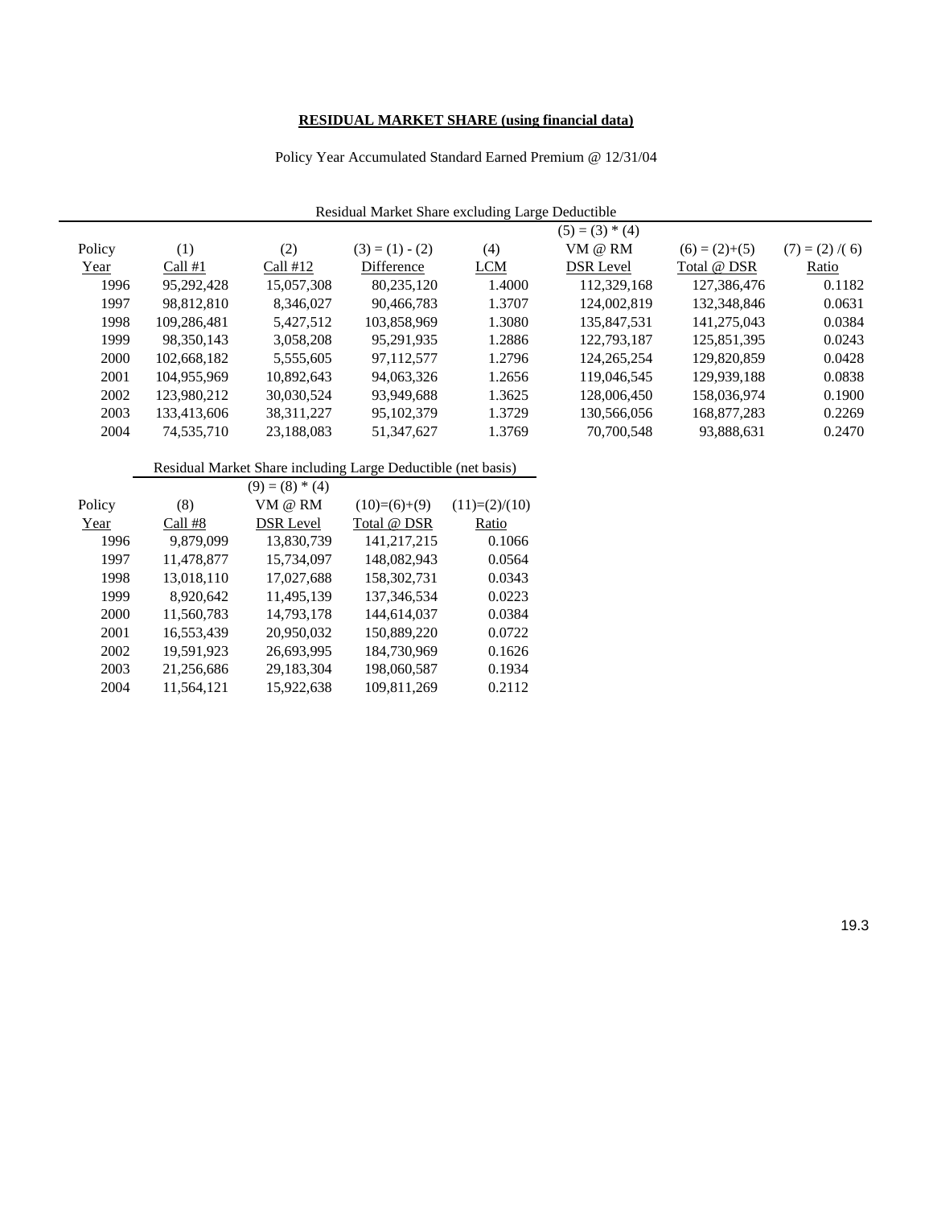**RESIDUAL MARKET SHARE (using financial data)**

Policy Year Accumulated Standard Earned Premium @ 12/31/04

Residual Market Share excluding Large Deductible

| Policy Year | (1) Call #1 | (2) Call #12 | (3) = (1) - (2) Difference | (4) LCM | (5) = (3) * (4) VM @ RM DSR Level | (6) = (2)+(5) Total @ DSR | (7) = (2) /( 6) Ratio |
|---|---|---|---|---|---|---|---|
| 1996 | 95,292,428 | 15,057,308 | 80,235,120 | 1.4000 | 112,329,168 | 127,386,476 | 0.1182 |
| 1997 | 98,812,810 | 8,346,027 | 90,466,783 | 1.3707 | 124,002,819 | 132,348,846 | 0.0631 |
| 1998 | 109,286,481 | 5,427,512 | 103,858,969 | 1.3080 | 135,847,531 | 141,275,043 | 0.0384 |
| 1999 | 98,350,143 | 3,058,208 | 95,291,935 | 1.2886 | 122,793,187 | 125,851,395 | 0.0243 |
| 2000 | 102,668,182 | 5,555,605 | 97,112,577 | 1.2796 | 124,265,254 | 129,820,859 | 0.0428 |
| 2001 | 104,955,969 | 10,892,643 | 94,063,326 | 1.2656 | 119,046,545 | 129,939,188 | 0.0838 |
| 2002 | 123,980,212 | 30,030,524 | 93,949,688 | 1.3625 | 128,006,450 | 158,036,974 | 0.1900 |
| 2003 | 133,413,606 | 38,311,227 | 95,102,379 | 1.3729 | 130,566,056 | 168,877,283 | 0.2269 |
| 2004 | 74,535,710 | 23,188,083 | 51,347,627 | 1.3769 | 70,700,548 | 93,888,631 | 0.2470 |

Residual Market Share including Large Deductible (net basis)

| Policy Year | (8) Call #8 | (9) = (8) * (4) VM @ RM DSR Level | (10)=(6)+(9) Total @ DSR | (11)=(2)/(10) Ratio |
|---|---|---|---|---|
| 1996 | 9,879,099 | 13,830,739 | 141,217,215 | 0.1066 |
| 1997 | 11,478,877 | 15,734,097 | 148,082,943 | 0.0564 |
| 1998 | 13,018,110 | 17,027,688 | 158,302,731 | 0.0343 |
| 1999 | 8,920,642 | 11,495,139 | 137,346,534 | 0.0223 |
| 2000 | 11,560,783 | 14,793,178 | 144,614,037 | 0.0384 |
| 2001 | 16,553,439 | 20,950,032 | 150,889,220 | 0.0722 |
| 2002 | 19,591,923 | 26,693,995 | 184,730,969 | 0.1626 |
| 2003 | 21,256,686 | 29,183,304 | 198,060,587 | 0.1934 |
| 2004 | 11,564,121 | 15,922,638 | 109,811,269 | 0.2112 |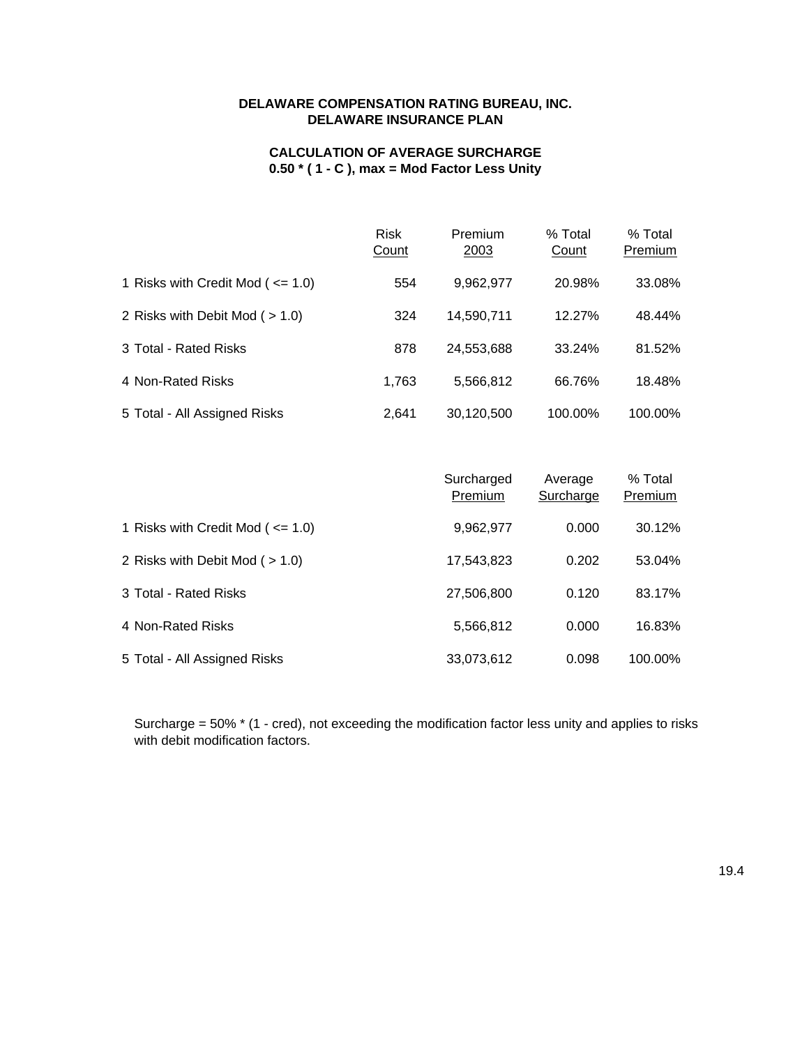**DELAWARE COMPENSATION RATING BUREAU, INC.**
**DELAWARE INSURANCE PLAN**

**CALCULATION OF AVERAGE SURCHARGE**
**0.50 * ( 1 - C ), max = Mod Factor Less Unity**

| | Risk Count | Premium 2003 | % Total Count | % Total Premium |
|---|---|---|---|---|
| 1 Risks with Credit Mod ( <= 1.0) | 554 | 9,962,977 | 20.98% | 33.08% |
| 2 Risks with Debit Mod ( > 1.0) | 324 | 14,590,711 | 12.27% | 48.44% |
| 3 Total - Rated Risks | 878 | 24,553,688 | 33.24% | 81.52% |
| 4 Non-Rated Risks | 1,763 | 5,566,812 | 66.76% | 18.48% |
| 5 Total - All Assigned Risks | 2,641 | 30,120,500 | 100.00% | 100.00% |

| | Surcharged Premium | Average Surcharge | % Total Premium |
|---|---|---|---|
| 1 Risks with Credit Mod ( <= 1.0) | 9,962,977 | 0.000 | 30.12% |
| 2 Risks with Debit Mod ( > 1.0) | 17,543,823 | 0.202 | 53.04% |
| 3 Total - Rated Risks | 27,506,800 | 0.120 | 83.17% |
| 4 Non-Rated Risks | 5,566,812 | 0.000 | 16.83% |
| 5 Total - All Assigned Risks | 33,073,612 | 0.098 | 100.00% |

Surcharge = 50% * (1 - cred), not exceeding the modification factor less unity and applies to risks with debit modification factors.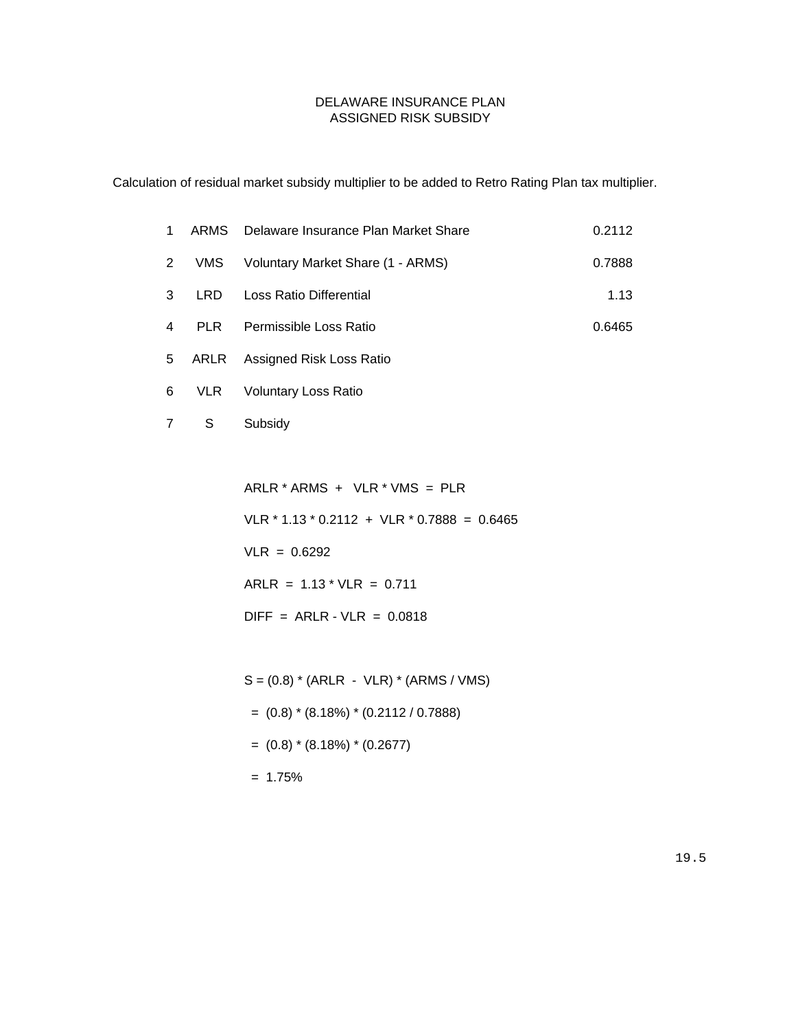# DELAWARE INSURANCE PLAN
## ASSIGNED RISK SUBSIDY

Calculation of residual market subsidy multiplier to be added to Retro Rating Plan tax multiplier.

| | | | |
|---|---|---|---|
| 1 | ARMS | Delaware Insurance Plan Market Share | 0.2112 |
| 2 | VMS | Voluntary Market Share (1 - ARMS) | 0.7888 |
| 3 | LRD | Loss Ratio Differential | 1.13 |
| 4 | PLR | Permissible Loss Ratio | 0.6465 |
| 5 | ARLR | Assigned Risk Loss Ratio | |
| 6 | VLR | Voluntary Loss Ratio | |
| 7 | S | Subsidy | |

$$ARLR * ARMS + VLR * VMS = PLR$$

$$VLR * 1.13 * 0.2112 + VLR * 0.7888 = 0.6465$$

$$VLR = 0.6292$$

$$ARLR = 1.13 * VLR = 0.711$$

$$DIFF = ARLR - VLR = 0.0818$$

$$S = (0.8) * (ARLR - VLR) * (ARMS / VMS)$$

$$= (0.8) * (8.18\%) * (0.2112 / 0.7888)$$

$$= (0.8) * (8.18\%) * (0.2677)$$

$$= 1.75\%$$

19.5